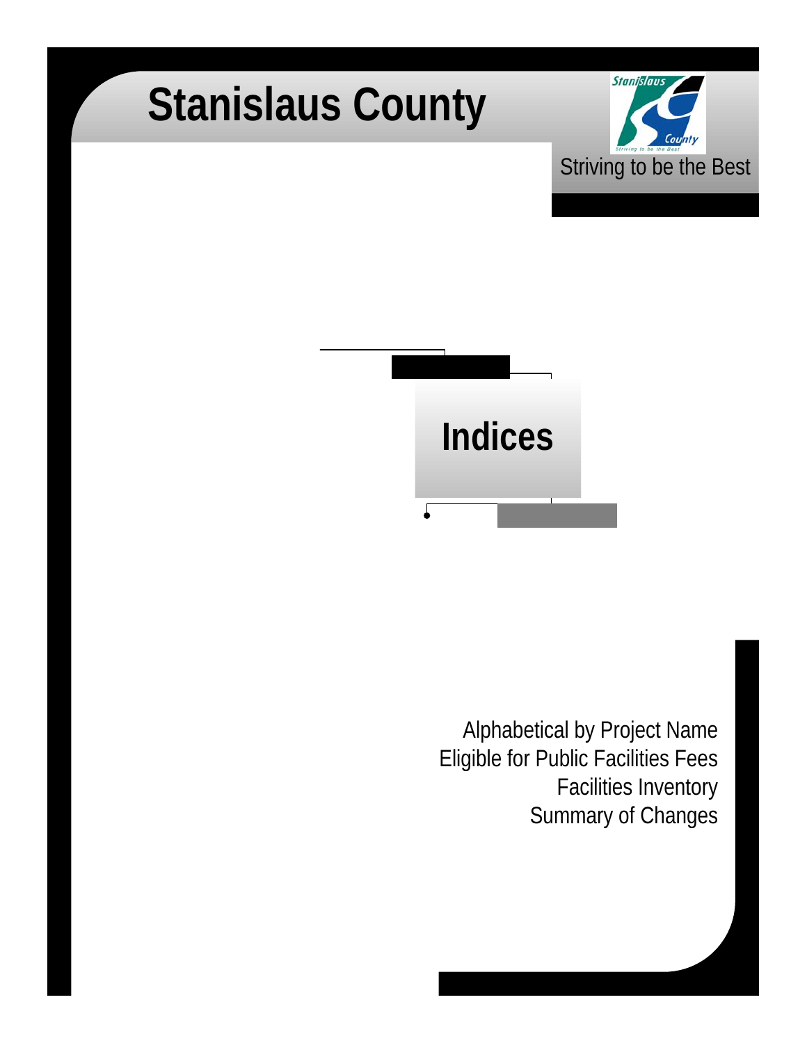# Stanislaus County

Striving to be the Best

## Indices

Alphabetical by Project Name
Eligible for Public Facilities Fees
Facilities Inventory
Summary of Changes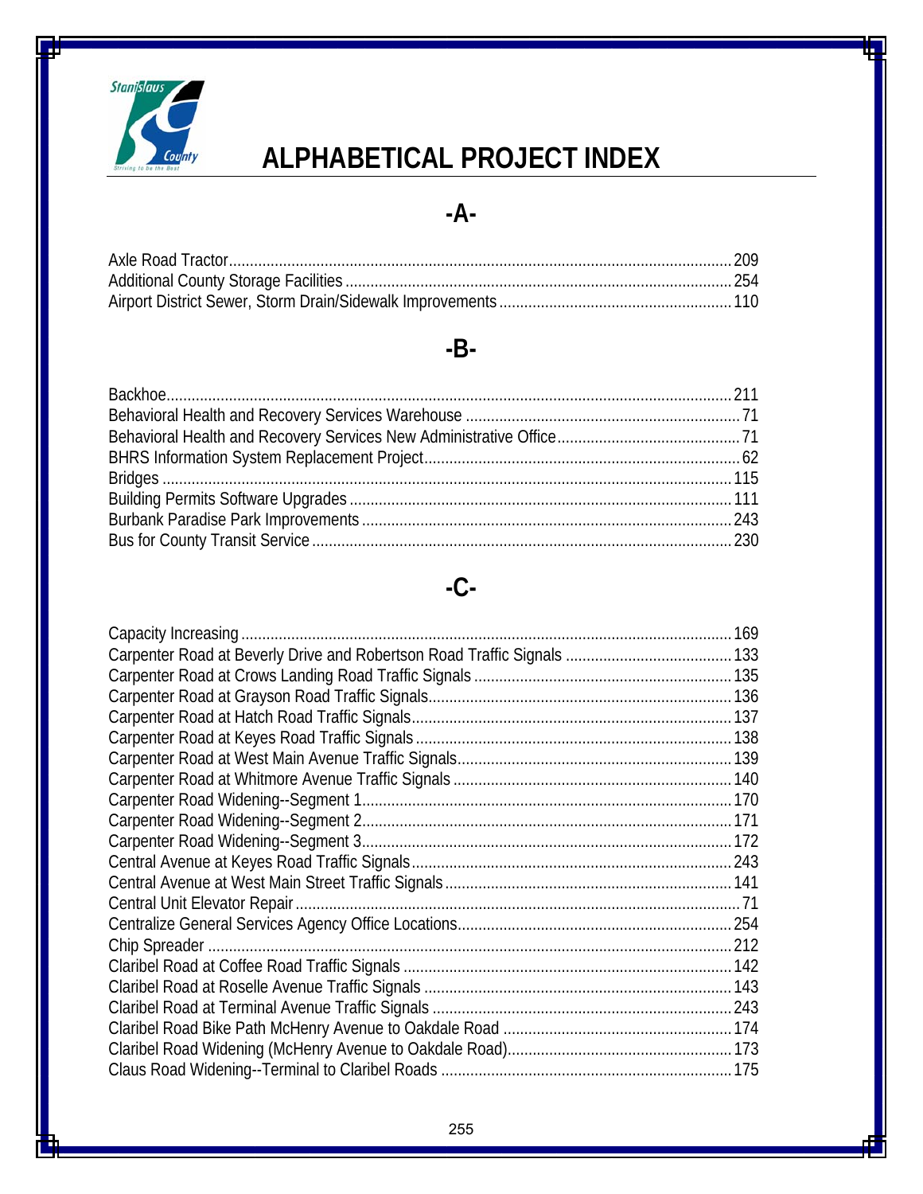# ALPHABETICAL PROJECT INDEX

## -A-

Axle Road Tractor........................................................................................................................ 209
Additional County Storage Facilities ............................................................................................ 254
Airport District Sewer, Storm Drain/Sidewalk Improvements ....................................................... 110

## -B-

Backhoe....................................................................................................................................... 211
Behavioral Health and Recovery Services Warehouse .................................................................. 71
Behavioral Health and Recovery Services New Administrative Office............................................ 71
BHRS Information System Replacement Project........................................................................... 62
Bridges ....................................................................................................................................... 115
Building Permits Software Upgrades ........................................................................................... 111
Burbank Paradise Park Improvements ........................................................................................ 243
Bus for County Transit Service .................................................................................................... 230

## -C-

Capacity Increasing .................................................................................................................... 169
Carpenter Road at Beverly Drive and Robertson Road Traffic Signals ........................................ 133
Carpenter Road at Crows Landing Road Traffic Signals ............................................................. 135
Carpenter Road at Grayson Road Traffic Signals......................................................................... 136
Carpenter Road at Hatch Road Traffic Signals............................................................................ 137
Carpenter Road at Keyes Road Traffic Signals ........................................................................... 138
Carpenter Road at West Main Avenue Traffic Signals................................................................. 139
Carpenter Road at Whitmore Avenue Traffic Signals .................................................................. 140
Carpenter Road Widening--Segment 1........................................................................................ 170
Carpenter Road Widening--Segment 2........................................................................................ 171
Carpenter Road Widening--Segment 3........................................................................................ 172
Central Avenue at Keyes Road Traffic Signals............................................................................ 243
Central Avenue at West Main Street Traffic Signals .................................................................... 141
Central Unit Elevator Repair .......................................................................................................... 71
Centralize General Services Agency Office Locations................................................................. 254
Chip Spreader ............................................................................................................................. 212
Claribel Road at Coffee Road Traffic Signals .............................................................................. 142
Claribel Road at Roselle Avenue Traffic Signals ......................................................................... 143
Claribel Road at Terminal Avenue Traffic Signals ........................................................................ 243
Claribel Road Bike Path McHenry Avenue to Oakdale Road ....................................................... 174
Claribel Road Widening (McHenry Avenue to Oakdale Road)..................................................... 173
Claus Road Widening--Terminal to Claribel Roads ..................................................................... 175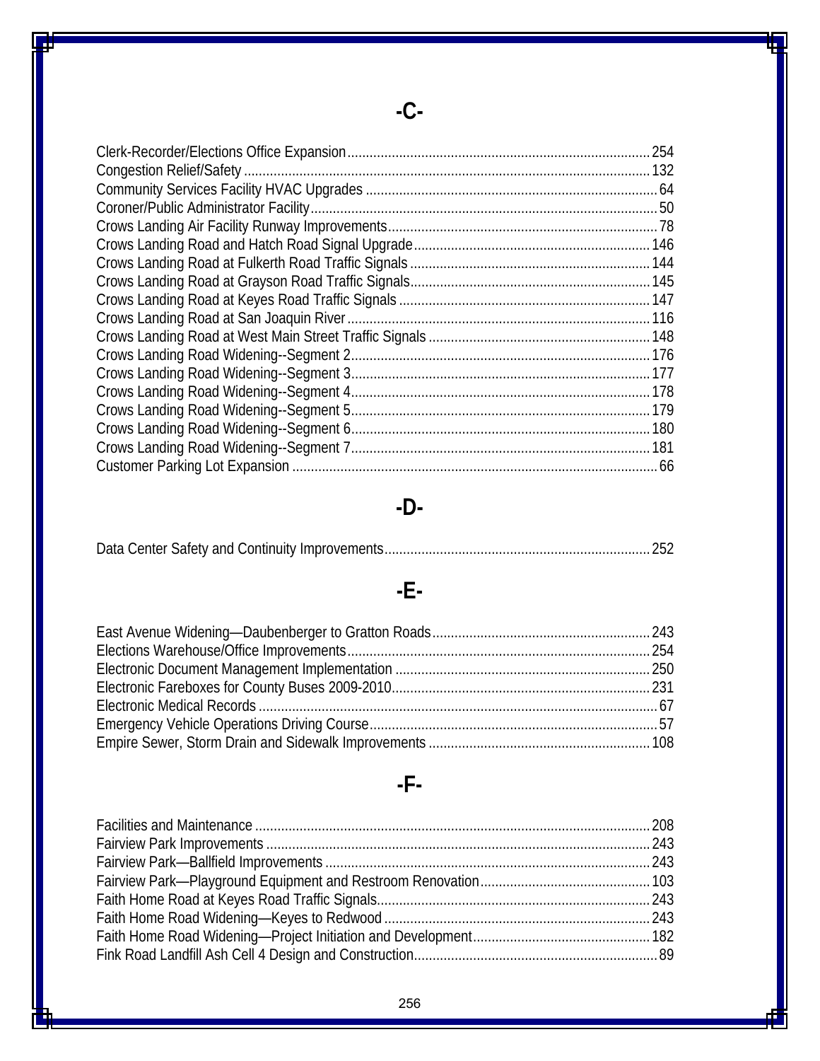## -C-

Clerk-Recorder/Elections Office Expansion....................254
Congestion Relief/Safety....................132
Community Services Facility HVAC Upgrades....................64
Coroner/Public Administrator Facility....................50
Crows Landing Air Facility Runway Improvements....................78
Crows Landing Road and Hatch Road Signal Upgrade....................146
Crows Landing Road at Fulkerth Road Traffic Signals....................144
Crows Landing Road at Grayson Road Traffic Signals....................145
Crows Landing Road at Keyes Road Traffic Signals....................147
Crows Landing Road at San Joaquin River....................116
Crows Landing Road at West Main Street Traffic Signals....................148
Crows Landing Road Widening--Segment 2....................176
Crows Landing Road Widening--Segment 3....................177
Crows Landing Road Widening--Segment 4....................178
Crows Landing Road Widening--Segment 5....................179
Crows Landing Road Widening--Segment 6....................180
Crows Landing Road Widening--Segment 7....................181
Customer Parking Lot Expansion....................66

## -D-

Data Center Safety and Continuity Improvements....................252

## -E-

East Avenue Widening—Daubenberger to Gratton Roads....................243
Elections Warehouse/Office Improvements....................254
Electronic Document Management Implementation....................250
Electronic Fareboxes for County Buses 2009-2010....................231
Electronic Medical Records....................67
Emergency Vehicle Operations Driving Course....................57
Empire Sewer, Storm Drain and Sidewalk Improvements....................108

## -F-

Facilities and Maintenance....................208
Fairview Park Improvements....................243
Fairview Park—Ballfield Improvements....................243
Fairview Park—Playground Equipment and Restroom Renovation....................103
Faith Home Road at Keyes Road Traffic Signals....................243
Faith Home Road Widening—Keyes to Redwood....................243
Faith Home Road Widening—Project Initiation and Development....................182
Fink Road Landfill Ash Cell 4 Design and Construction....................89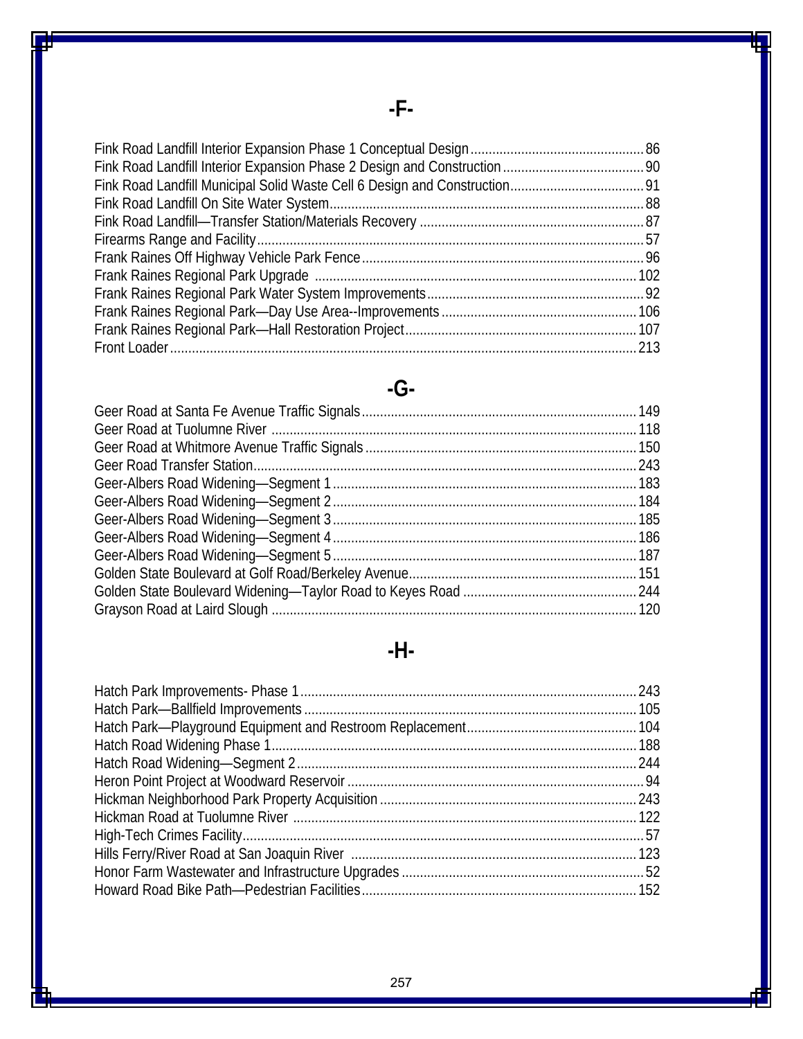## -F-

Fink Road Landfill Interior Expansion Phase 1 Conceptual Design ................................................ 86
Fink Road Landfill Interior Expansion Phase 2 Design and Construction ....................................... 90
Fink Road Landfill Municipal Solid Waste Cell 6 Design and Construction..................................... 91
Fink Road Landfill On Site Water System...................................................................................... 88
Fink Road Landfill—Transfer Station/Materials Recovery ............................................................. 87
Firearms Range and Facility.......................................................................................................... 57
Frank Raines Off Highway Vehicle Park Fence............................................................................. 96
Frank Raines Regional Park Upgrade ........................................................................................ 102
Frank Raines Regional Park Water System Improvements............................................................ 92
Frank Raines Regional Park—Day Use Area--Improvements ..................................................... 106
Frank Raines Regional Park—Hall Restoration Project............................................................... 107
Front Loader................................................................................................................................ 213

## -G-

Geer Road at Santa Fe Avenue Traffic Signals........................................................................... 149
Geer Road at Tuolumne River .................................................................................................... 118
Geer Road at Whitmore Avenue Traffic Signals .......................................................................... 150
Geer Road Transfer Station......................................................................................................... 243
Geer-Albers Road Widening—Segment 1................................................................................... 183
Geer-Albers Road Widening—Segment 2................................................................................... 184
Geer-Albers Road Widening—Segment 3................................................................................... 185
Geer-Albers Road Widening—Segment 4................................................................................... 186
Geer-Albers Road Widening—Segment 5................................................................................... 187
Golden State Boulevard at Golf Road/Berkeley Avenue.............................................................. 151
Golden State Boulevard Widening—Taylor Road to Keyes Road ............................................... 244
Grayson Road at Laird Slough .................................................................................................... 120

## -H-

Hatch Park Improvements- Phase 1............................................................................................ 243
Hatch Park—Ballfield Improvements ........................................................................................... 105
Hatch Park—Playground Equipment and Restroom Replacement.............................................. 104
Hatch Road Widening Phase 1.................................................................................................... 188
Hatch Road Widening—Segment 2............................................................................................. 244
Heron Point Project at Woodward Reservoir ................................................................................. 94
Hickman Neighborhood Park Property Acquisition ...................................................................... 243
Hickman Road at Tuolumne River .............................................................................................. 122
High-Tech Crimes Facility.............................................................................................................. 57
Hills Ferry/River Road at San Joaquin River .............................................................................. 123
Honor Farm Wastewater and Infrastructure Upgrades .................................................................. 52
Howard Road Bike Path—Pedestrian Facilities........................................................................... 152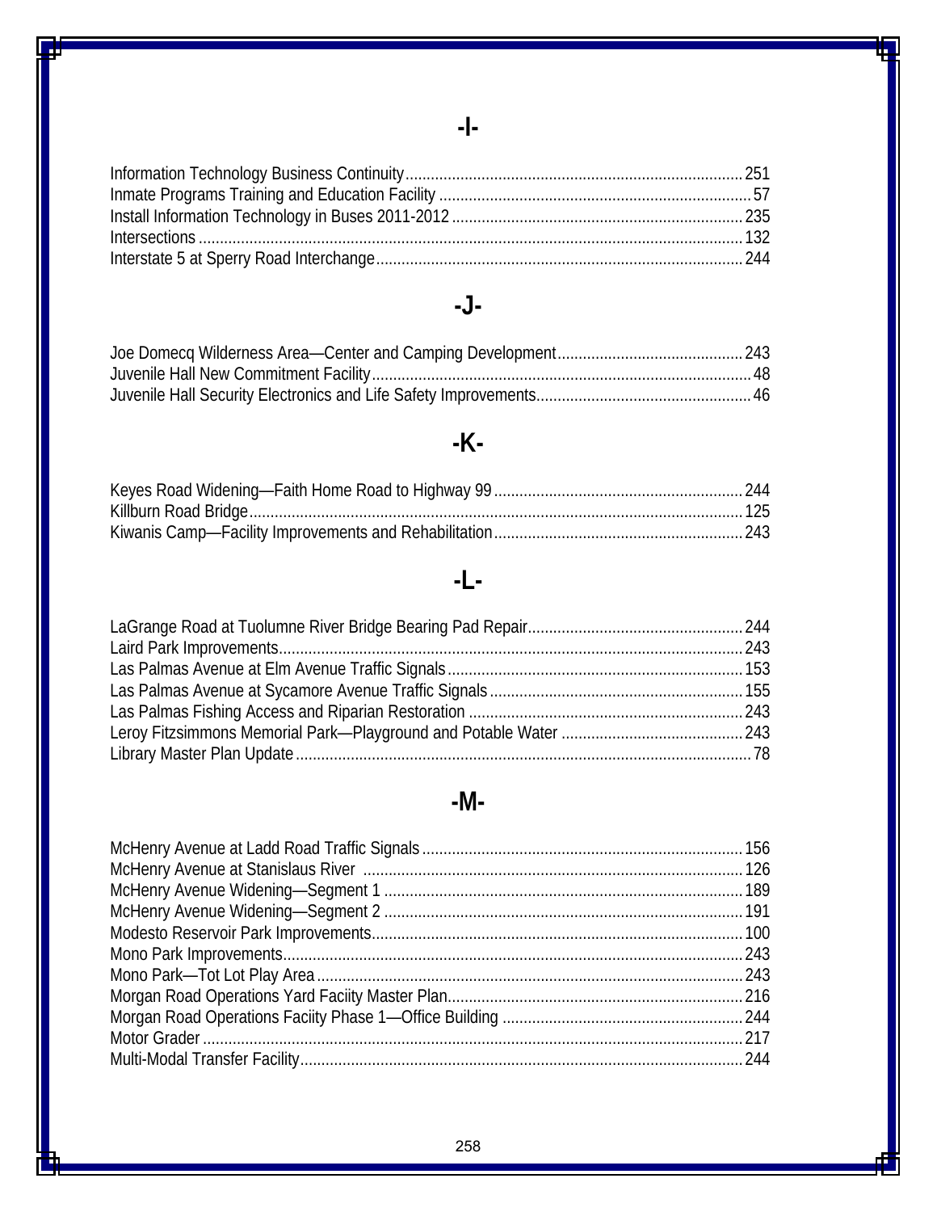## -I-

Information Technology Business Continuity ........ 251
Inmate Programs Training and Education Facility ........ 57
Install Information Technology in Buses 2011-2012 ........ 235
Intersections ........ 132
Interstate 5 at Sperry Road Interchange ........ 244

## -J-

Joe Domecq Wilderness Area—Center and Camping Development ........ 243
Juvenile Hall New Commitment Facility ........ 48
Juvenile Hall Security Electronics and Life Safety Improvements ........ 46

## -K-

Keyes Road Widening—Faith Home Road to Highway 99 ........ 244
Killburn Road Bridge ........ 125
Kiwanis Camp—Facility Improvements and Rehabilitation ........ 243

## -L-

LaGrange Road at Tuolumne River Bridge Bearing Pad Repair ........ 244
Laird Park Improvements ........ 243
Las Palmas Avenue at Elm Avenue Traffic Signals ........ 153
Las Palmas Avenue at Sycamore Avenue Traffic Signals ........ 155
Las Palmas Fishing Access and Riparian Restoration ........ 243
Leroy Fitzsimmons Memorial Park—Playground and Potable Water ........ 243
Library Master Plan Update ........ 78

## -M-

McHenry Avenue at Ladd Road Traffic Signals ........ 156
McHenry Avenue at Stanislaus River ........ 126
McHenry Avenue Widening—Segment 1 ........ 189
McHenry Avenue Widening—Segment 2 ........ 191
Modesto Reservoir Park Improvements ........ 100
Mono Park Improvements ........ 243
Mono Park—Tot Lot Play Area ........ 243
Morgan Road Operations Yard Faciity Master Plan ........ 216
Morgan Road Operations Faciity Phase 1—Office Building ........ 244
Motor Grader ........ 217
Multi-Modal Transfer Facility ........ 244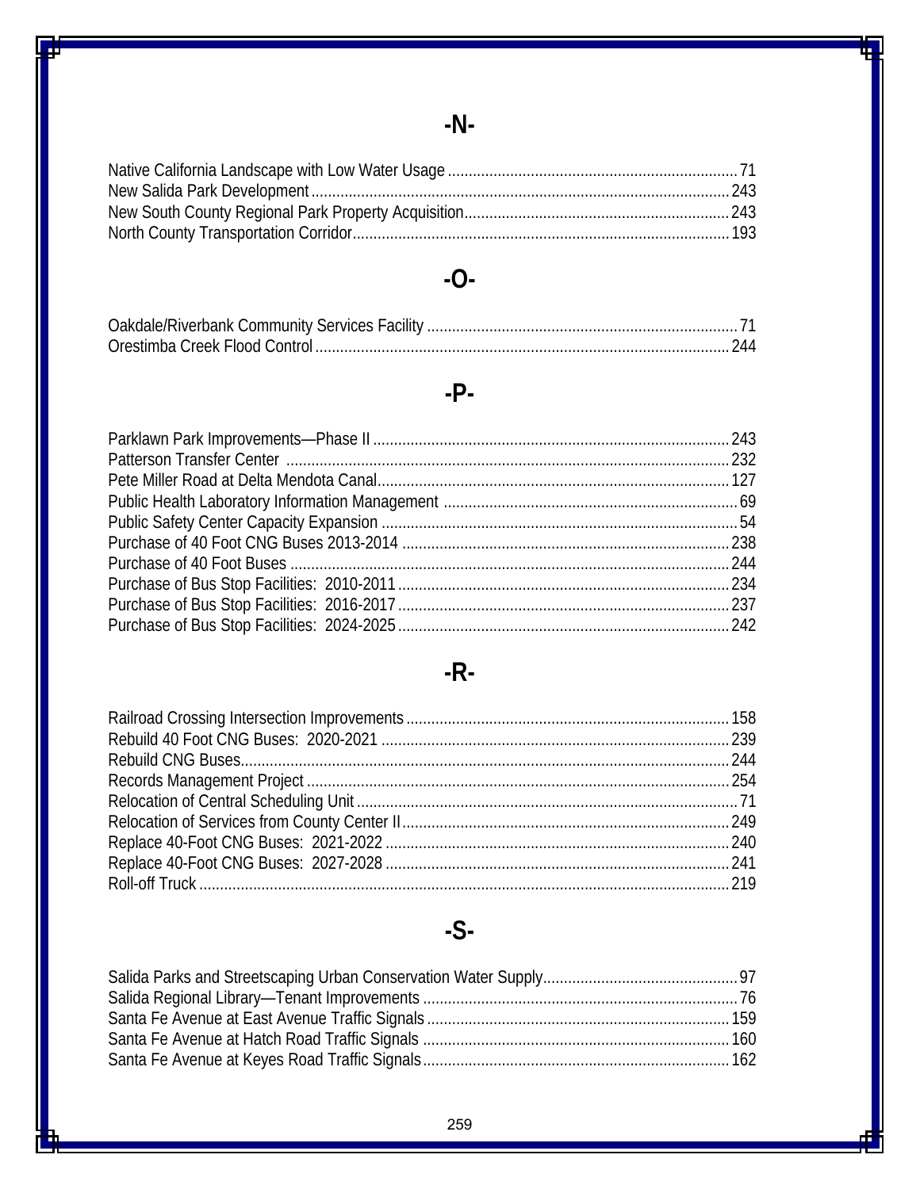## -N-

Native California Landscape with Low Water Usage ........ 71
New Salida Park Development ........ 243
New South County Regional Park Property Acquisition ........ 243
North County Transportation Corridor ........ 193

## -O-

Oakdale/Riverbank Community Services Facility ........ 71
Orestimba Creek Flood Control ........ 244

## -P-

Parklawn Park Improvements—Phase II ........ 243
Patterson Transfer Center ........ 232
Pete Miller Road at Delta Mendota Canal ........ 127
Public Health Laboratory Information Management ........ 69
Public Safety Center Capacity Expansion ........ 54
Purchase of 40 Foot CNG Buses 2013-2014 ........ 238
Purchase of 40 Foot Buses ........ 244
Purchase of Bus Stop Facilities: 2010-2011 ........ 234
Purchase of Bus Stop Facilities: 2016-2017 ........ 237
Purchase of Bus Stop Facilities: 2024-2025 ........ 242

## -R-

Railroad Crossing Intersection Improvements ........ 158
Rebuild 40 Foot CNG Buses: 2020-2021 ........ 239
Rebuild CNG Buses ........ 244
Records Management Project ........ 254
Relocation of Central Scheduling Unit ........ 71
Relocation of Services from County Center II ........ 249
Replace 40-Foot CNG Buses: 2021-2022 ........ 240
Replace 40-Foot CNG Buses: 2027-2028 ........ 241
Roll-off Truck ........ 219

## -S-

Salida Parks and Streetscaping Urban Conservation Water Supply ........ 97
Salida Regional Library—Tenant Improvements ........ 76
Santa Fe Avenue at East Avenue Traffic Signals ........ 159
Santa Fe Avenue at Hatch Road Traffic Signals ........ 160
Santa Fe Avenue at Keyes Road Traffic Signals ........ 162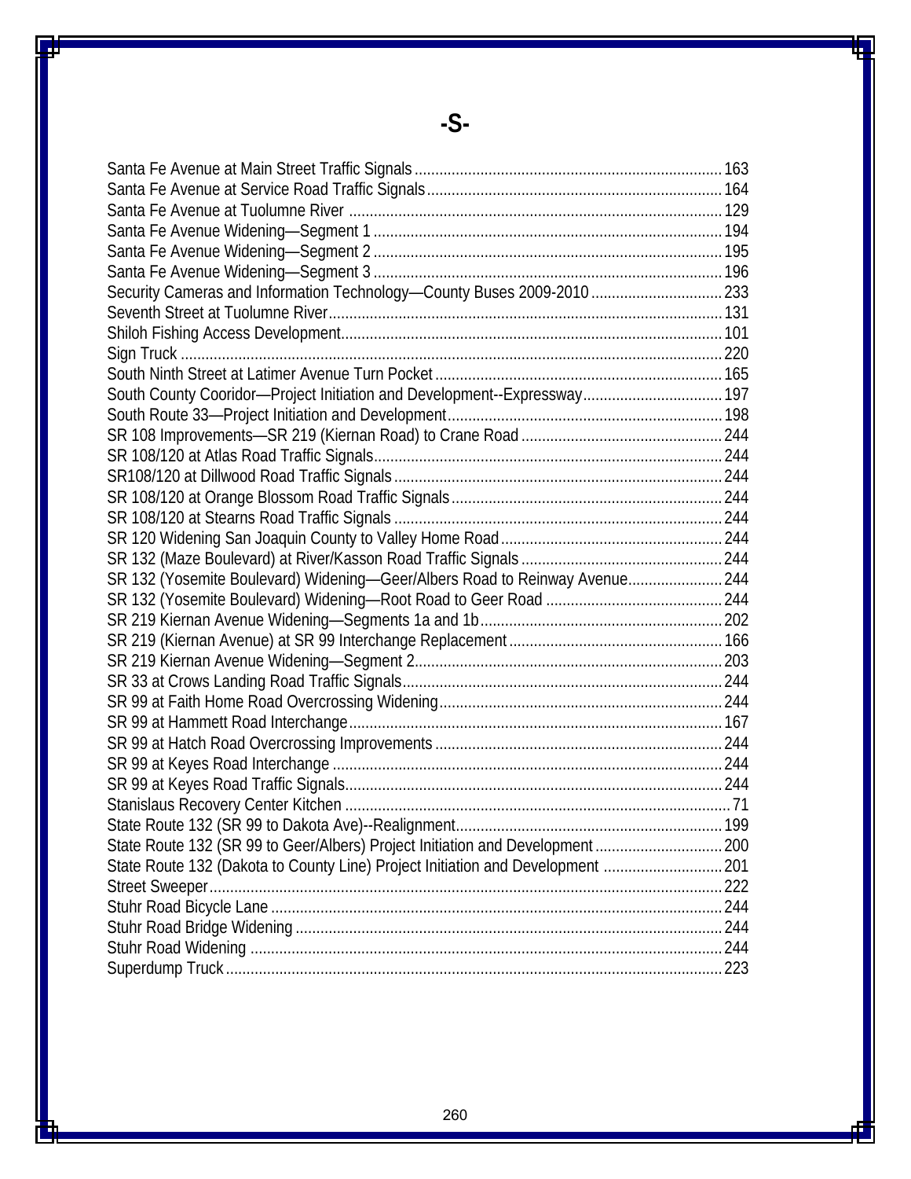# -S-

Santa Fe Avenue at Main Street Traffic Signals ........ 163
Santa Fe Avenue at Service Road Traffic Signals ........ 164
Santa Fe Avenue at Tuolumne River ........ 129
Santa Fe Avenue Widening—Segment 1 ........ 194
Santa Fe Avenue Widening—Segment 2 ........ 195
Santa Fe Avenue Widening—Segment 3 ........ 196
Security Cameras and Information Technology—County Buses 2009-2010 ........ 233
Seventh Street at Tuolumne River ........ 131
Shiloh Fishing Access Development ........ 101
Sign Truck ........ 220
South Ninth Street at Latimer Avenue Turn Pocket ........ 165
South County Cooridor—Project Initiation and Development--Expressway ........ 197
South Route 33—Project Initiation and Development ........ 198
SR 108 Improvements—SR 219 (Kiernan Road) to Crane Road ........ 244
SR 108/120 at Atlas Road Traffic Signals ........ 244
SR108/120 at Dillwood Road Traffic Signals ........ 244
SR 108/120 at Orange Blossom Road Traffic Signals ........ 244
SR 108/120 at Stearns Road Traffic Signals ........ 244
SR 120 Widening San Joaquin County to Valley Home Road ........ 244
SR 132 (Maze Boulevard) at River/Kasson Road Traffic Signals ........ 244
SR 132 (Yosemite Boulevard) Widening—Geer/Albers Road to Reinway Avenue ........ 244
SR 132 (Yosemite Boulevard) Widening—Root Road to Geer Road ........ 244
SR 219 Kiernan Avenue Widening—Segments 1a and 1b ........ 202
SR 219 (Kiernan Avenue) at SR 99 Interchange Replacement ........ 166
SR 219 Kiernan Avenue Widening—Segment 2 ........ 203
SR 33 at Crows Landing Road Traffic Signals ........ 244
SR 99 at Faith Home Road Overcrossing Widening ........ 244
SR 99 at Hammett Road Interchange ........ 167
SR 99 at Hatch Road Overcrossing Improvements ........ 244
SR 99 at Keyes Road Interchange ........ 244
SR 99 at Keyes Road Traffic Signals ........ 244
Stanislaus Recovery Center Kitchen ........ 71
State Route 132 (SR 99 to Dakota Ave)--Realignment ........ 199
State Route 132 (SR 99 to Geer/Albers) Project Initiation and Development ........ 200
State Route 132 (Dakota to County Line) Project Initiation and Development ........ 201
Street Sweeper ........ 222
Stuhr Road Bicycle Lane ........ 244
Stuhr Road Bridge Widening ........ 244
Stuhr Road Widening ........ 244
Superdump Truck ........ 223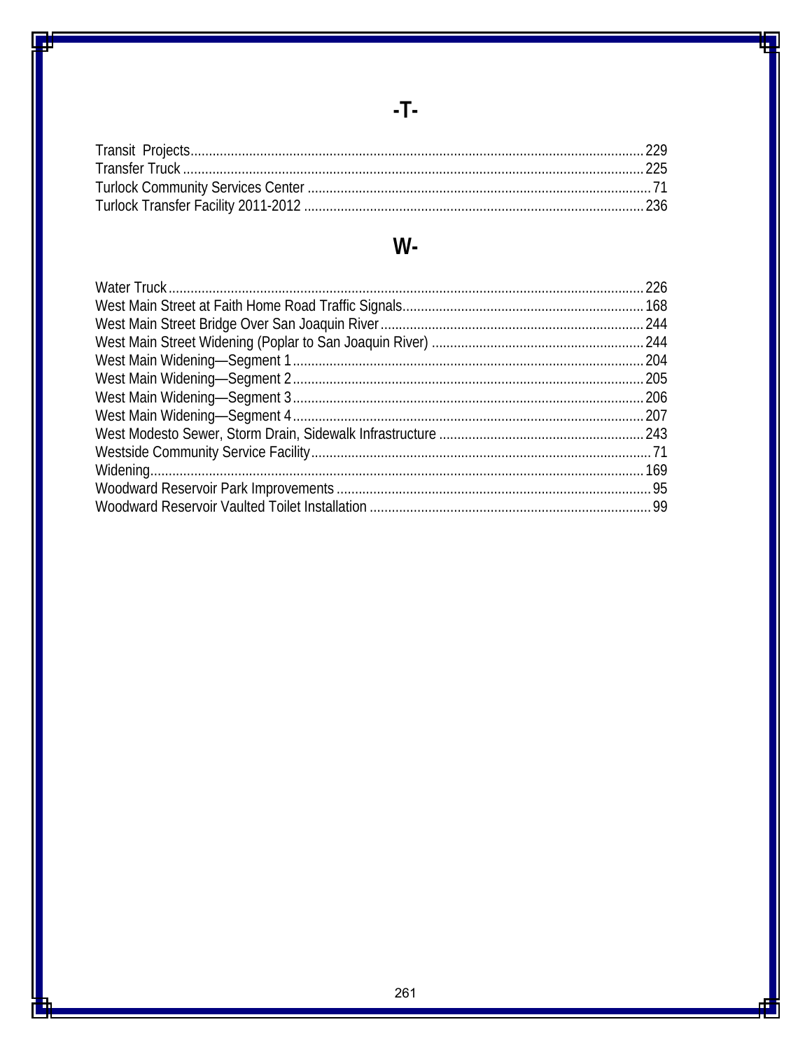## -T-

Transit Projects...229
Transfer Truck...225
Turlock Community Services Center...71
Turlock Transfer Facility 2011-2012...236

## W-

Water Truck...226
West Main Street at Faith Home Road Traffic Signals...168
West Main Street Bridge Over San Joaquin River...244
West Main Street Widening (Poplar to San Joaquin River)...244
West Main Widening—Segment 1...204
West Main Widening—Segment 2...205
West Main Widening—Segment 3...206
West Main Widening—Segment 4...207
West Modesto Sewer, Storm Drain, Sidewalk Infrastructure...243
Westside Community Service Facility...71
Widening...169
Woodward Reservoir Park Improvements...95
Woodward Reservoir Vaulted Toilet Installation...99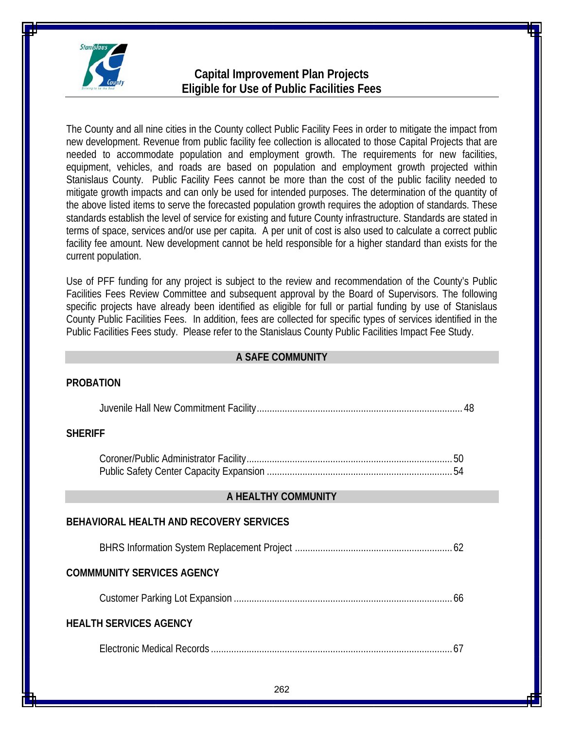# Capital Improvement Plan Projects
# Eligible for Use of Public Facilities Fees

The County and all nine cities in the County collect Public Facility Fees in order to mitigate the impact from new development. Revenue from public facility fee collection is allocated to those Capital Projects that are needed to accommodate population and employment growth. The requirements for new facilities, equipment, vehicles, and roads are based on population and employment growth projected within Stanislaus County. Public Facility Fees cannot be more than the cost of the public facility needed to mitigate growth impacts and can only be used for intended purposes. The determination of the quantity of the above listed items to serve the forecasted population growth requires the adoption of standards. These standards establish the level of service for existing and future County infrastructure. Standards are stated in terms of space, services and/or use per capita. A per unit of cost is also used to calculate a correct public facility fee amount. New development cannot be held responsible for a higher standard than exists for the current population.

Use of PFF funding for any project is subject to the review and recommendation of the County's Public Facilities Fees Review Committee and subsequent approval by the Board of Supervisors. The following specific projects have already been identified as eligible for full or partial funding by use of Stanislaus County Public Facilities Fees. In addition, fees are collected for specific types of services identified in the Public Facilities Fees study. Please refer to the Stanislaus County Public Facilities Impact Fee Study.

## A SAFE COMMUNITY

### PROBATION

Juvenile Hall New Commitment Facility .................... 48

### SHERIFF

Coroner/Public Administrator Facility .................... 50
Public Safety Center Capacity Expansion .................... 54

## A HEALTHY COMMUNITY

### BEHAVIORAL HEALTH AND RECOVERY SERVICES

BHRS Information System Replacement Project .................... 62

### COMMMUNITY SERVICES AGENCY

Customer Parking Lot Expansion .................... 66

### HEALTH SERVICES AGENCY

Electronic Medical Records .................... 67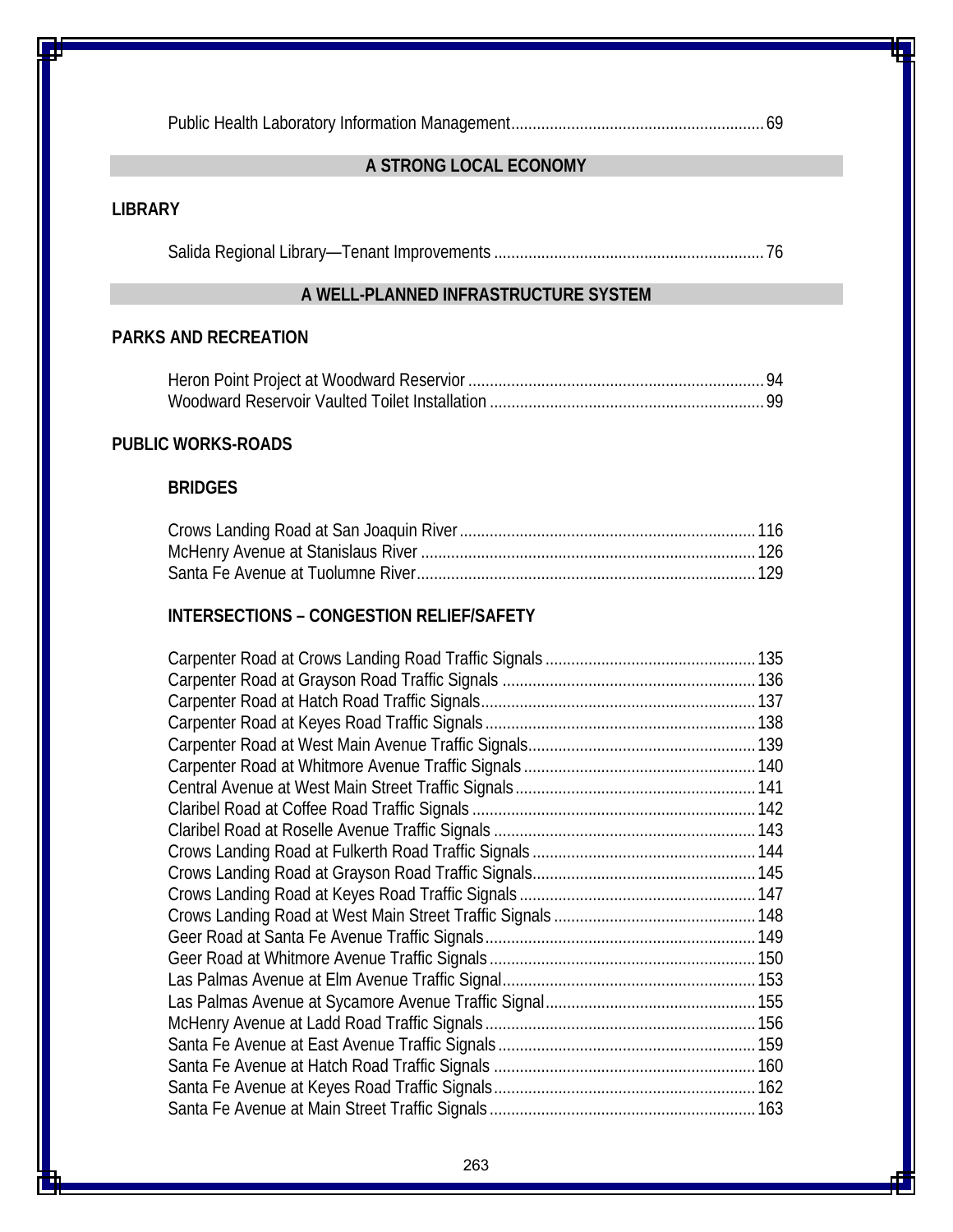Public Health Laboratory Information Management.......................................................... 69

## A STRONG LOCAL ECONOMY

### LIBRARY

Salida Regional Library—Tenant Improvements ............................................................... 76

## A WELL-PLANNED INFRASTRUCTURE SYSTEM

### PARKS AND RECREATION

Heron Point Project at Woodward Reservior .................................................................... 94
Woodward Reservoir Vaulted Toilet Installation ............................................................... 99

### PUBLIC WORKS-ROADS

#### BRIDGES

Crows Landing Road at San Joaquin River.................................................................... 116
McHenry Avenue at Stanislaus River ............................................................................ 126
Santa Fe Avenue at Tuolumne River............................................................................. 129

#### INTERSECTIONS – CONGESTION RELIEF/SAFETY

Carpenter Road at Crows Landing Road Traffic Signals ................................................ 135
Carpenter Road at Grayson Road Traffic Signals .......................................................... 136
Carpenter Road at Hatch Road Traffic Signals............................................................... 137
Carpenter Road at Keyes Road Traffic Signals .............................................................. 138
Carpenter Road at West Main Avenue Traffic Signals.................................................... 139
Carpenter Road at Whitmore Avenue Traffic Signals ..................................................... 140
Central Avenue at West Main Street Traffic Signals........................................................ 141
Claribel Road at Coffee Road Traffic Signals ................................................................. 142
Claribel Road at Roselle Avenue Traffic Signals ............................................................ 143
Crows Landing Road at Fulkerth Road Traffic Signals ................................................... 144
Crows Landing Road at Grayson Road Traffic Signals................................................... 145
Crows Landing Road at Keyes Road Traffic Signals ...................................................... 147
Crows Landing Road at West Main Street Traffic Signals .............................................. 148
Geer Road at Santa Fe Avenue Traffic Signals.............................................................. 149
Geer Road at Whitmore Avenue Traffic Signals ............................................................. 150
Las Palmas Avenue at Elm Avenue Traffic Signal.......................................................... 153
Las Palmas Avenue at Sycamore Avenue Traffic Signal................................................ 155
McHenry Avenue at Ladd Road Traffic Signals .............................................................. 156
Santa Fe Avenue at East Avenue Traffic Signals ........................................................... 159
Santa Fe Avenue at Hatch Road Traffic Signals ............................................................ 160
Santa Fe Avenue at Keyes Road Traffic Signals............................................................ 162
Santa Fe Avenue at Main Street Traffic Signals ............................................................. 163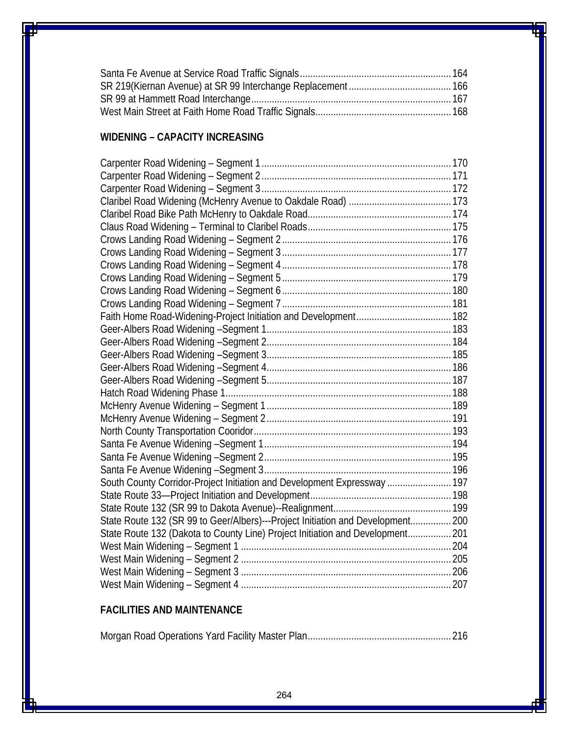Santa Fe Avenue at Service Road Traffic Signals .......... 164
SR 219(Kiernan Avenue) at SR 99 Interchange Replacement .......... 166
SR 99 at Hammett Road Interchange .......... 167
West Main Street at Faith Home Road Traffic Signals .......... 168

## WIDENING – CAPACITY INCREASING

Carpenter Road Widening – Segment 1 .......... 170
Carpenter Road Widening – Segment 2 .......... 171
Carpenter Road Widening – Segment 3 .......... 172
Claribel Road Widening (McHenry Avenue to Oakdale Road) .......... 173
Claribel Road Bike Path McHenry to Oakdale Road .......... 174
Claus Road Widening – Terminal to Claribel Roads .......... 175
Crows Landing Road Widening – Segment 2 .......... 176
Crows Landing Road Widening – Segment 3 .......... 177
Crows Landing Road Widening – Segment 4 .......... 178
Crows Landing Road Widening – Segment 5 .......... 179
Crows Landing Road Widening – Segment 6 .......... 180
Crows Landing Road Widening – Segment 7 .......... 181
Faith Home Road-Widening-Project Initiation and Development .......... 182
Geer-Albers Road Widening –Segment 1 .......... 183
Geer-Albers Road Widening –Segment 2 .......... 184
Geer-Albers Road Widening –Segment 3 .......... 185
Geer-Albers Road Widening –Segment 4 .......... 186
Geer-Albers Road Widening –Segment 5 .......... 187
Hatch Road Widening Phase 1 .......... 188
McHenry Avenue Widening – Segment 1 .......... 189
McHenry Avenue Widening – Segment 2 .......... 191
North County Transportation Cooridor .......... 193
Santa Fe Avenue Widening –Segment 1 .......... 194
Santa Fe Avenue Widening –Segment 2 .......... 195
Santa Fe Avenue Widening –Segment 3 .......... 196
South County Corridor-Project Initiation and Development Expressway .......... 197
State Route 33—Project Initiation and Development .......... 198
State Route 132 (SR 99 to Dakota Avenue)--Realignment .......... 199
State Route 132 (SR 99 to Geer/Albers)---Project Initiation and Development .......... 200
State Route 132 (Dakota to County Line) Project Initiation and Development .......... 201
West Main Widening – Segment 1 .......... 204
West Main Widening – Segment 2 .......... 205
West Main Widening – Segment 3 .......... 206
West Main Widening – Segment 4 .......... 207

## FACILITIES AND MAINTENANCE

Morgan Road Operations Yard Facility Master Plan .......... 216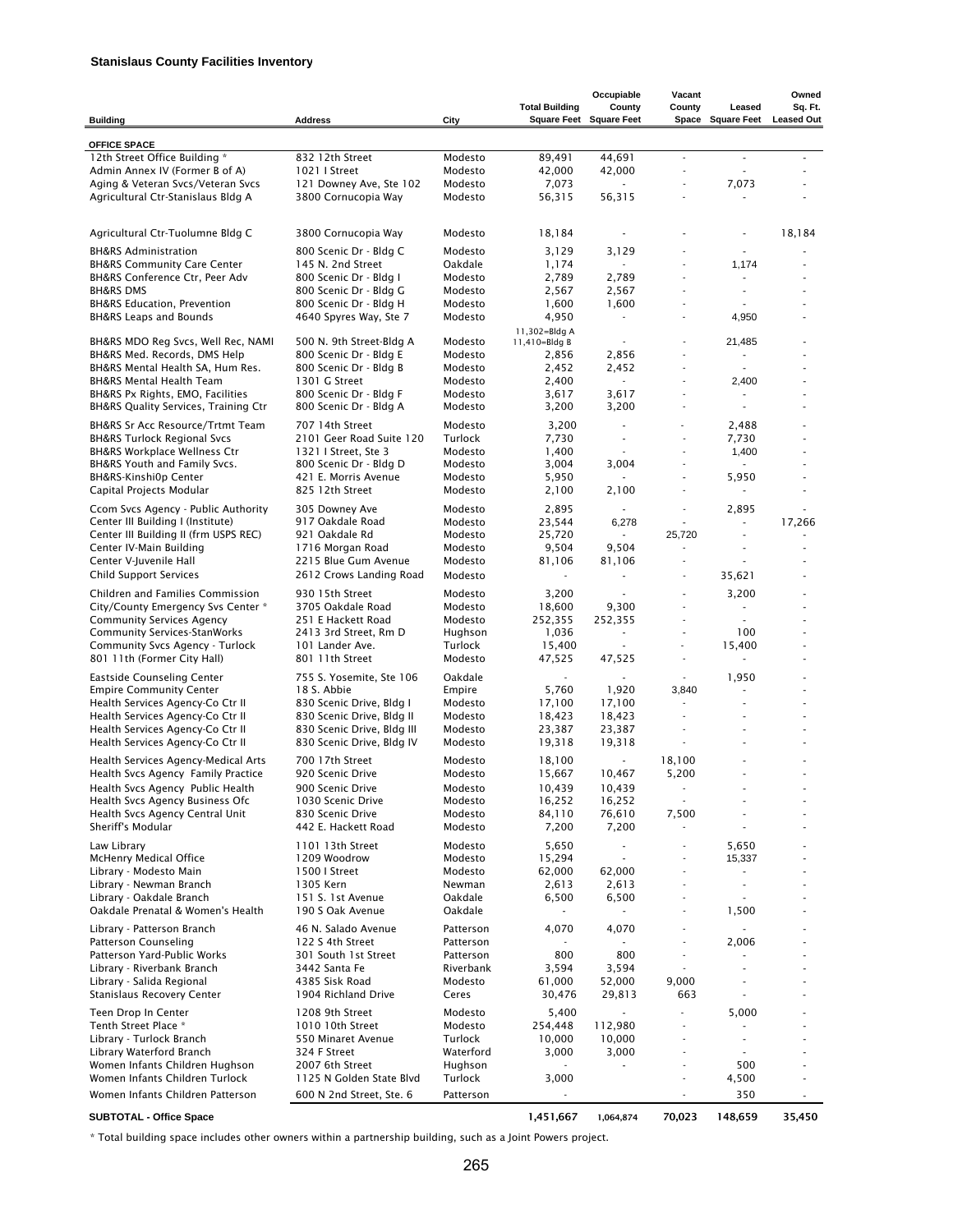## Stanislaus County Facilities Inventory

| Building | Address | City | Total Building Square Feet | Occupiable County Square Feet | Vacant County Space | Leased Square Feet | Owned Sq. Ft. Leased Out |
|---|---|---|---|---|---|---|---|
| **OFFICE SPACE** | | | | | | | |
| 12th Street Office Building * | 832 12th Street | Modesto | 89,491 | 44,691 | - | - | - |
| Admin Annex IV (Former B of A) | 1021 I Street | Modesto | 42,000 | 42,000 | - | - | - |
| Aging & Veteran Svcs/Veteran Svcs | 121 Downey Ave, Ste 102 | Modesto | 7,073 | - | - | 7,073 | - |
| Agricultural Ctr-Stanislaus Bldg A | 3800 Cornucopia Way | Modesto | 56,315 | 56,315 | - | - | - |
| Agricultural Ctr-Tuolumne Bldg C | 3800 Cornucopia Way | Modesto | 18,184 | - | - | - | 18,184 |
| BH&RS Administration | 800 Scenic Dr - Bldg C | Modesto | 3,129 | 3,129 | - | - | - |
| BH&RS Community Care Center | 145 N. 2nd Street | Oakdale | 1,174 | - | - | 1,174 | - |
| BH&RS Conference Ctr, Peer Adv | 800 Scenic Dr - Bldg I | Modesto | 2,789 | 2,789 | - | - | - |
| BH&RS DMS | 800 Scenic Dr - Bldg G | Modesto | 2,567 | 2,567 | - | - | - |
| BH&RS Education, Prevention | 800 Scenic Dr - Bldg H | Modesto | 1,600 | 1,600 | - | - | - |
| BH&RS Leaps and Bounds | 4640 Spyres Way, Ste 7 | Modesto | 4,950 | - | - | 4,950 | - |
| BH&RS MDO Reg Svcs, Well Rec, NAMI | 500 N. 9th Street-Bldg A | Modesto | 11,302=Bldg A 11,410=Bldg B | - | - | 21,485 | - |
| BH&RS Med. Records, DMS Help | 800 Scenic Dr - Bldg E | Modesto | 2,856 | 2,856 | - | - | - |
| BH&RS Mental Health SA, Hum Res. | 800 Scenic Dr - Bldg B | Modesto | 2,452 | 2,452 | - | - | - |
| BH&RS Mental Health Team | 1301 G Street | Modesto | 2,400 | - | - | 2,400 | - |
| BH&RS Px Rights, EMO, Facilities | 800 Scenic Dr - Bldg F | Modesto | 3,617 | 3,617 | - | - | - |
| BH&RS Quality Services, Training Ctr | 800 Scenic Dr - Bldg A | Modesto | 3,200 | 3,200 | - | - | - |
| BH&RS Sr Acc Resource/Trtmt Team | 707 14th Street | Modesto | 3,200 | - | - | 2,488 | - |
| BH&RS Turlock Regional Svcs | 2101 Geer Road Suite 120 | Turlock | 7,730 | - | - | 7,730 | - |
| BH&RS Workplace Wellness Ctr | 1321 I Street, Ste 3 | Modesto | 1,400 | - | - | 1,400 | - |
| BH&RS Youth and Family Svcs. | 800 Scenic Dr - Bldg D | Modesto | 3,004 | 3,004 | - | - | - |
| BH&RS-Kinshi0p Center | 421 E. Morris Avenue | Modesto | 5,950 | - | - | 5,950 | - |
| Capital Projects Modular | 825 12th Street | Modesto | 2,100 | 2,100 | - | - | - |
| Ccom Svcs Agency - Public Authority | 305 Downey Ave | Modesto | 2,895 | - | - | 2,895 | - |
| Center III Building I (Institute) | 917 Oakdale Road | Modesto | 23,544 | 6,278 | - | - | 17,266 |
| Center III Building II (frm USPS REC) | 921 Oakdale Rd | Modesto | 25,720 | - | 25,720 | - | - |
| Center IV-Main Building | 1716 Morgan Road | Modesto | 9,504 | 9,504 | - | - | - |
| Center V-Juvenile Hall | 2215 Blue Gum Avenue | Modesto | 81,106 | 81,106 | - | - | - |
| Child Support Services | 2612 Crows Landing Road | Modesto | - | - | - | 35,621 | - |
| Children and Families Commission | 930 15th Street | Modesto | 3,200 | - | - | 3,200 | - |
| City/County Emergency Svs Center * | 3705 Oakdale Road | Modesto | 18,600 | 9,300 | - | - | - |
| Community Services Agency | 251 E Hackett Road | Modesto | 252,355 | 252,355 | - | - | - |
| Community Services-StanWorks | 2413 3rd Street, Rm D | Hughson | 1,036 | - | - | 100 | - |
| Community Svcs Agency - Turlock | 101 Lander Ave. | Turlock | 15,400 | - | - | 15,400 | - |
| 801 11th (Former City Hall) | 801 11th Street | Modesto | 47,525 | 47,525 | - | - | - |
| Eastside Counseling Center | 755 S. Yosemite, Ste 106 | Oakdale | - | - | - | 1,950 | - |
| Empire Community Center | 18 S. Abbie | Empire | 5,760 | 1,920 | 3,840 | - | - |
| Health Services Agency-Co Ctr II | 830 Scenic Drive, Bldg I | Modesto | 17,100 | 17,100 | - | - | - |
| Health Services Agency-Co Ctr II | 830 Scenic Drive, Bldg II | Modesto | 18,423 | 18,423 | - | - | - |
| Health Services Agency-Co Ctr II | 830 Scenic Drive, Bldg III | Modesto | 23,387 | 23,387 | - | - | - |
| Health Services Agency-Co Ctr II | 830 Scenic Drive, Bldg IV | Modesto | 19,318 | 19,318 | - | - | - |
| Health Services Agency-Medical Arts | 700 17th Street | Modesto | 18,100 | - | 18,100 | - | - |
| Health Svcs Agency Family Practice | 920 Scenic Drive | Modesto | 15,667 | 10,467 | 5,200 | - | - |
| Health Svcs Agency Public Health | 900 Scenic Drive | Modesto | 10,439 | 10,439 | - | - | - |
| Health Svcs Agency Business Ofc | 1030 Scenic Drive | Modesto | 16,252 | 16,252 | - | - | - |
| Health Svcs Agency Central Unit | 830 Scenic Drive | Modesto | 84,110 | 76,610 | 7,500 | - | - |
| Sheriff's Modular | 442 E. Hackett Road | Modesto | 7,200 | 7,200 | - | - | - |
| Law Library | 1101 13th Street | Modesto | 5,650 | - | - | 5,650 | - |
| McHenry Medical Office | 1209 Woodrow | Modesto | 15,294 | - | - | 15,337 | - |
| Library - Modesto Main | 1500 I Street | Modesto | 62,000 | 62,000 | - | - | - |
| Library - Newman Branch | 1305 Kern | Newman | 2,613 | 2,613 | - | - | - |
| Library - Oakdale Branch | 151 S. 1st Avenue | Oakdale | 6,500 | 6,500 | - | - | - |
| Oakdale Prenatal & Women's Health | 190 S Oak Avenue | Oakdale | - | - | - | 1,500 | - |
| Library - Patterson Branch | 46 N. Salado Avenue | Patterson | 4,070 | 4,070 | - | - | - |
| Patterson Counseling | 122 S 4th Street | Patterson | - | - | - | 2,006 | - |
| Patterson Yard-Public Works | 301 South 1st Street | Patterson | 800 | 800 | - | - | - |
| Library - Riverbank Branch | 3442 Santa Fe | Riverbank | 3,594 | 3,594 | - | - | - |
| Library - Salida Regional | 4385 Sisk Road | Modesto | 61,000 | 52,000 | 9,000 | - | - |
| Stanislaus Recovery Center | 1904 Richland Drive | Ceres | 30,476 | 29,813 | 663 | - | - |
| Teen Drop In Center | 1208 9th Street | Modesto | 5,400 | - | - | 5,000 | - |
| Tenth Street Place * | 1010 10th Street | Modesto | 254,448 | 112,980 | - | - | - |
| Library - Turlock Branch | 550 Minaret Avenue | Turlock | 10,000 | 10,000 | - | - | - |
| Library Waterford Branch | 324 F Street | Waterford | 3,000 | 3,000 | - | - | - |
| Women Infants Children Hughson | 2007 6th Street | Hughson | - | - | - | 500 | - |
| Women Infants Children Turlock | 1125 N Golden State Blvd | Turlock | 3,000 | | - | 4,500 | - |
| Women Infants Children Patterson | 600 N 2nd Street, Ste. 6 | Patterson | - | | - | 350 | - |
| **SUBTOTAL - Office Space** | | | 1,451,667 | 1,064,874 | 70,023 | 148,659 | 35,450 |

\* Total building space includes other owners within a partnership building, such as a Joint Powers project.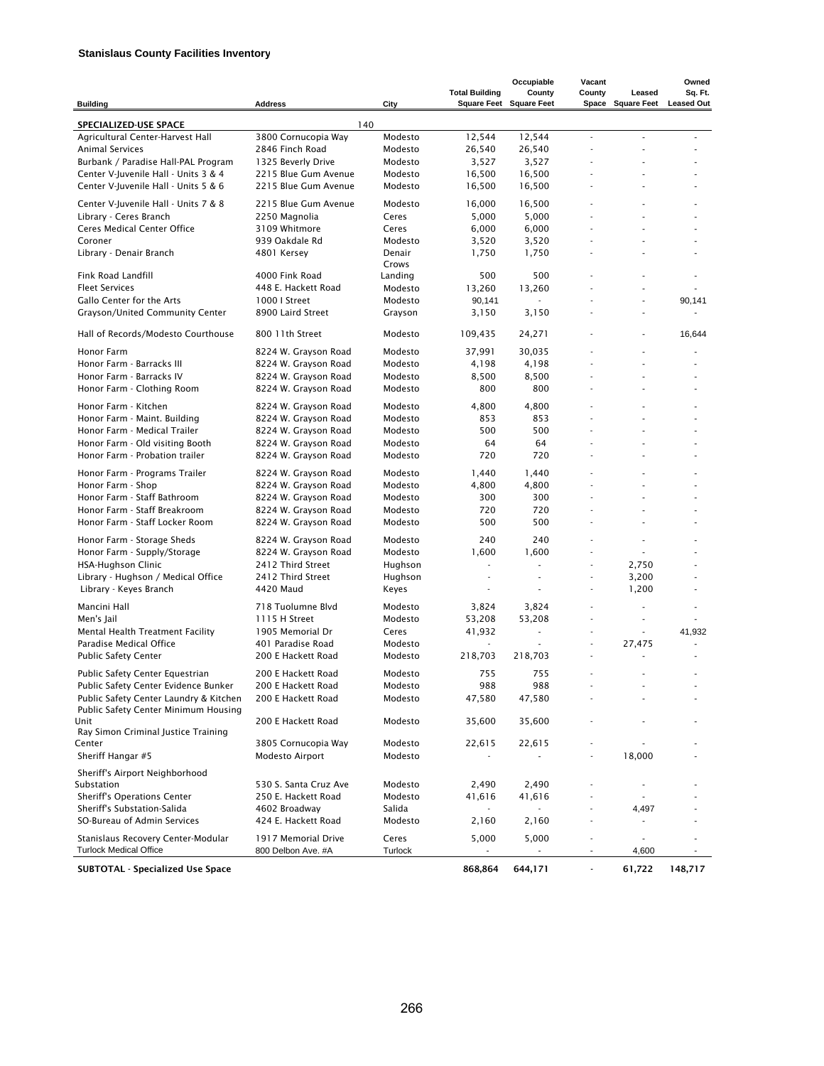**Stanislaus County Facilities Inventory**

| Building | Address | City | Total Building Square Feet | Occupiable County Square Feet | Vacant County Space | Leased Square Feet | Owned Sq. Ft. Leased Out |
|---|---|---|---|---|---|---|---|
| **SPECIALIZED-USE SPACE** | 140 | | | | | | |
| Agricultural Center-Harvest Hall | 3800 Cornucopia Way | Modesto | 12,544 | 12,544 | - | - | - |
| Animal Services | 2846 Finch Road | Modesto | 26,540 | 26,540 | - | - | - |
| Burbank / Paradise Hall-PAL Program | 1325 Beverly Drive | Modesto | 3,527 | 3,527 | - | - | - |
| Center V-Juvenile Hall - Units 3 & 4 | 2215 Blue Gum Avenue | Modesto | 16,500 | 16,500 | - | - | - |
| Center V-Juvenile Hall - Units 5 & 6 | 2215 Blue Gum Avenue | Modesto | 16,500 | 16,500 | - | - | - |
| Center V-Juvenile Hall - Units 7 & 8 | 2215 Blue Gum Avenue | Modesto | 16,000 | 16,500 | - | - | - |
| Library - Ceres Branch | 2250 Magnolia | Ceres | 5,000 | 5,000 | - | - | - |
| Ceres Medical Center Office | 3109 Whitmore | Ceres | 6,000 | 6,000 | - | - | - |
| Coroner | 939 Oakdale Rd | Modesto | 3,520 | 3,520 | - | - | - |
| Library - Denair Branch | 4801 Kersey | Denair | 1,750 | 1,750 | - | - | - |
| Fink Road Landfill | 4000 Fink Road | Crows Landing | 500 | 500 | - | - | - |
| Fleet Services | 448 E. Hackett Road | Modesto | 13,260 | 13,260 | - | - | - |
| Gallo Center for the Arts | 1000 I Street | Modesto | 90,141 | - | - | - | 90,141 |
| Grayson/United Community Center | 8900 Laird Street | Grayson | 3,150 | 3,150 | - | - | - |
| Hall of Records/Modesto Courthouse | 800 11th Street | Modesto | 109,435 | 24,271 | - | - | 16,644 |
| Honor Farm | 8224 W. Grayson Road | Modesto | 37,991 | 30,035 | - | - | - |
| Honor Farm - Barracks III | 8224 W. Grayson Road | Modesto | 4,198 | 4,198 | - | - | - |
| Honor Farm - Barracks IV | 8224 W. Grayson Road | Modesto | 8,500 | 8,500 | - | - | - |
| Honor Farm - Clothing Room | 8224 W. Grayson Road | Modesto | 800 | 800 | - | - | - |
| Honor Farm - Kitchen | 8224 W. Grayson Road | Modesto | 4,800 | 4,800 | - | - | - |
| Honor Farm - Maint. Building | 8224 W. Grayson Road | Modesto | 853 | 853 | - | - | - |
| Honor Farm - Medical Trailer | 8224 W. Grayson Road | Modesto | 500 | 500 | - | - | - |
| Honor Farm - Old visiting Booth | 8224 W. Grayson Road | Modesto | 64 | 64 | - | - | - |
| Honor Farm - Probation trailer | 8224 W. Grayson Road | Modesto | 720 | 720 | - | - | - |
| Honor Farm - Programs Trailer | 8224 W. Grayson Road | Modesto | 1,440 | 1,440 | - | - | - |
| Honor Farm - Shop | 8224 W. Grayson Road | Modesto | 4,800 | 4,800 | - | - | - |
| Honor Farm - Staff Bathroom | 8224 W. Grayson Road | Modesto | 300 | 300 | - | - | - |
| Honor Farm - Staff Breakroom | 8224 W. Grayson Road | Modesto | 720 | 720 | - | - | - |
| Honor Farm - Staff Locker Room | 8224 W. Grayson Road | Modesto | 500 | 500 | - | - | - |
| Honor Farm - Storage Sheds | 8224 W. Grayson Road | Modesto | 240 | 240 | - | - | - |
| Honor Farm - Supply/Storage | 8224 W. Grayson Road | Modesto | 1,600 | 1,600 | - | - | - |
| HSA-Hughson Clinic | 2412 Third Street | Hughson | - | - | - | 2,750 | - |
| Library - Hughson / Medical Office | 2412 Third Street | Hughson | - | - | - | 3,200 | - |
| Library - Keyes Branch | 4420 Maud | Keyes | - | - | - | 1,200 | - |
| Mancini Hall | 718 Tuolumne Blvd | Modesto | 3,824 | 3,824 | - | - | - |
| Men's Jail | 1115 H Street | Modesto | 53,208 | 53,208 | - | - | - |
| Mental Health Treatment Facility | 1905 Memorial Dr | Ceres | 41,932 | - | - | - | 41,932 |
| Paradise Medical Office | 401 Paradise Road | Modesto | - | - | - | 27,475 | - |
| Public Safety Center | 200 E Hackett Road | Modesto | 218,703 | 218,703 | - | - | - |
| Public Safety Center Equestrian | 200 E Hackett Road | Modesto | 755 | 755 | - | - | - |
| Public Safety Center Evidence Bunker | 200 E Hackett Road | Modesto | 988 | 988 | - | - | - |
| Public Safety Center Laundry & Kitchen | 200 E Hackett Road | Modesto | 47,580 | 47,580 | - | - | - |
| Public Safety Center Minimum Housing Unit | 200 E Hackett Road | Modesto | 35,600 | 35,600 | - | - | - |
| Ray Simon Criminal Justice Training Center | 3805 Cornucopia Way | Modesto | 22,615 | 22,615 | - | - | - |
| Sheriff Hangar #5 | Modesto Airport | Modesto | - | - | - | 18,000 | - |
| Sheriff's Airport Neighborhood Substation | 530 S. Santa Cruz Ave | Modesto | 2,490 | 2,490 | - | - | - |
| Sheriff's Operations Center | 250 E. Hackett Road | Modesto | 41,616 | 41,616 | - | - | - |
| Sheriff's Substation-Salida | 4602 Broadway | Salida | - | - | - | 4,497 | - |
| SO-Bureau of Admin Services | 424 E. Hackett Road | Modesto | 2,160 | 2,160 | - | - | - |
| Stanislaus Recovery Center-Modular | 1917 Memorial Drive | Ceres | 5,000 | 5,000 | - | - | - |
| Turlock Medical Office | 800 Delbon Ave. #A | Turlock | - | - | - | 4,600 | - |
| **SUBTOTAL - Specialized Use Space** | | | **868,864** | **644,171** | - | **61,722** | **148,717** |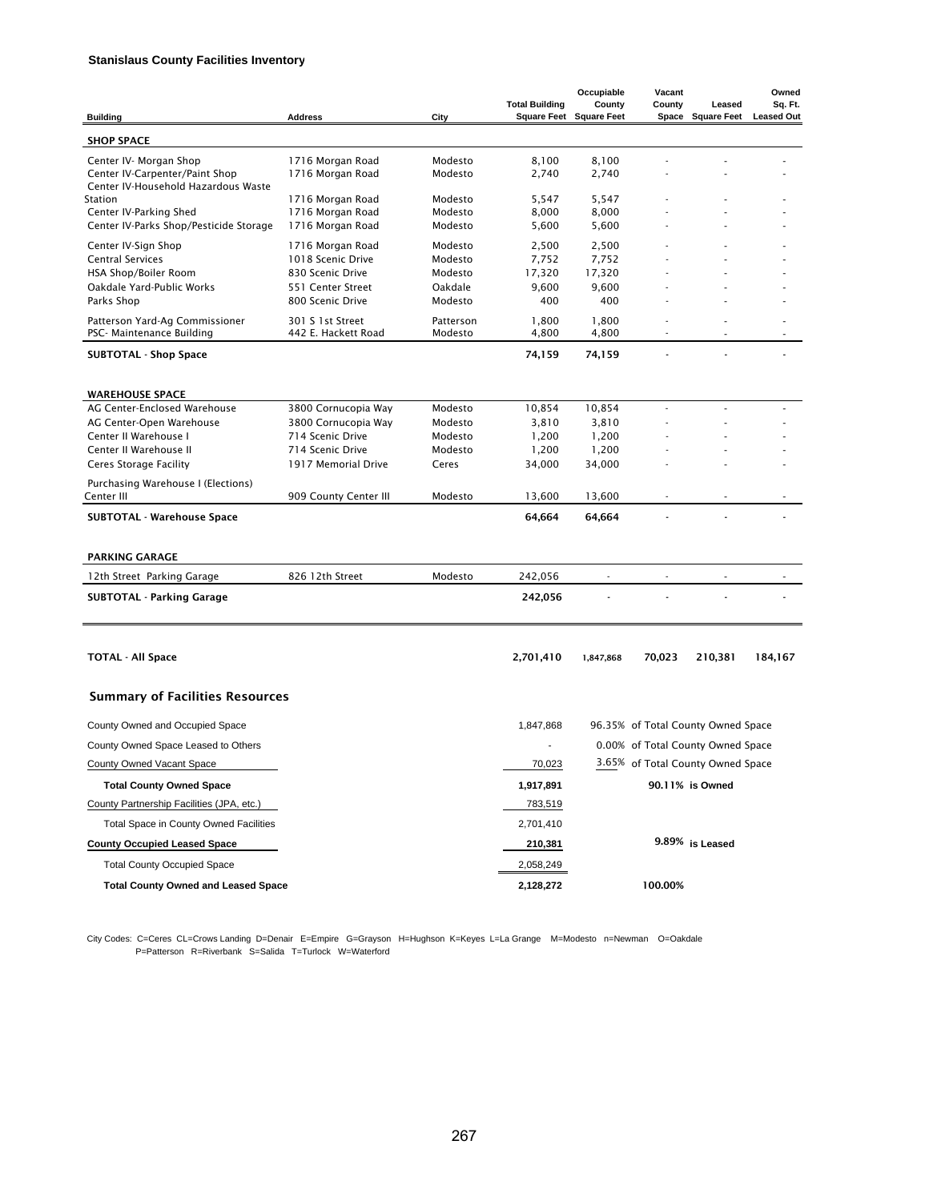**Stanislaus County Facilities Inventory**

| Building | Address | City | Total Building Square Feet | Occupiable County Square Feet | Vacant County Space | Leased Square Feet | Owned Sq. Ft. Leased Out |
|---|---|---|---|---|---|---|---|
| **SHOP SPACE** | | | | | | | |
| Center IV- Morgan Shop | 1716 Morgan Road | Modesto | 8,100 | 8,100 | - | - | - |
| Center IV-Carpenter/Paint Shop | 1716 Morgan Road | Modesto | 2,740 | 2,740 | - | - | - |
| Center IV-Household Hazardous Waste Station | 1716 Morgan Road | Modesto | 5,547 | 5,547 | - | - | - |
| Center IV-Parking Shed | 1716 Morgan Road | Modesto | 8,000 | 8,000 | - | - | - |
| Center IV-Parks Shop/Pesticide Storage | 1716 Morgan Road | Modesto | 5,600 | 5,600 | - | - | - |
| Center IV-Sign Shop | 1716 Morgan Road | Modesto | 2,500 | 2,500 | - | - | - |
| Central Services | 1018 Scenic Drive | Modesto | 7,752 | 7,752 | - | - | - |
| HSA Shop/Boiler Room | 830 Scenic Drive | Modesto | 17,320 | 17,320 | - | - | - |
| Oakdale Yard-Public Works | 551 Center Street | Oakdale | 9,600 | 9,600 | - | - | - |
| Parks Shop | 800 Scenic Drive | Modesto | 400 | 400 | - | - | - |
| Patterson Yard-Ag Commissioner | 301 S 1st Street | Patterson | 1,800 | 1,800 | - | - | - |
| PSC- Maintenance Building | 442 E. Hackett Road | Modesto | 4,800 | 4,800 | - | - | - |
| **SUBTOTAL - Shop Space** | | | **74,159** | **74,159** | - | - | - |
| **WAREHOUSE SPACE** | | | | | | | |
| AG Center-Enclosed Warehouse | 3800 Cornucopia Way | Modesto | 10,854 | 10,854 | - | - | - |
| AG Center-Open Warehouse | 3800 Cornucopia Way | Modesto | 3,810 | 3,810 | - | - | - |
| Center II Warehouse I | 714 Scenic Drive | Modesto | 1,200 | 1,200 | - | - | - |
| Center II Warehouse II | 714 Scenic Drive | Modesto | 1,200 | 1,200 | - | - | - |
| Ceres Storage Facility | 1917 Memorial Drive | Ceres | 34,000 | 34,000 | - | - | - |
| Purchasing Warehouse I (Elections) Center III | 909 County Center III | Modesto | 13,600 | 13,600 | - | - | - |
| **SUBTOTAL - Warehouse Space** | | | **64,664** | **64,664** | - | - | - |
| **PARKING GARAGE** | | | | | | | |
| 12th Street Parking Garage | 826 12th Street | Modesto | 242,056 | - | - | - | - |
| **SUBTOTAL - Parking Garage** | | | **242,056** | - | - | - | - |
| **TOTAL - All Space** | | | **2,701,410** | **1,847,868** | **70,023** | **210,381** | **184,167** |

## Summary of Facilities Resources

| | | |
|---|---|---|
| County Owned and Occupied Space | 1,847,868 | 96.35% of Total County Owned Space |
| County Owned Space Leased to Others | - | 0.00% of Total County Owned Space |
| County Owned Vacant Space | 70,023 | 3.65% of Total County Owned Space |
| **Total County Owned Space** | **1,917,891** | **90.11% is Owned** |
| County Partnership Facilities (JPA, etc.) | 783,519 | |
| Total Space in County Owned Facilities | 2,701,410 | |
| **County Occupied Leased Space** | **210,381** | **9.89% is Leased** |
| Total County Occupied Space | 2,058,249 | |
| **Total County Owned and Leased Space** | **2,128,272** | **100.00%** |

City Codes: C=Ceres CL=Crows Landing D=Denair E=Empire G=Grayson H=Hughson K=Keyes L=La Grange M=Modesto n=Newman O=Oakdale P=Patterson R=Riverbank S=Salida T=Turlock W=Waterford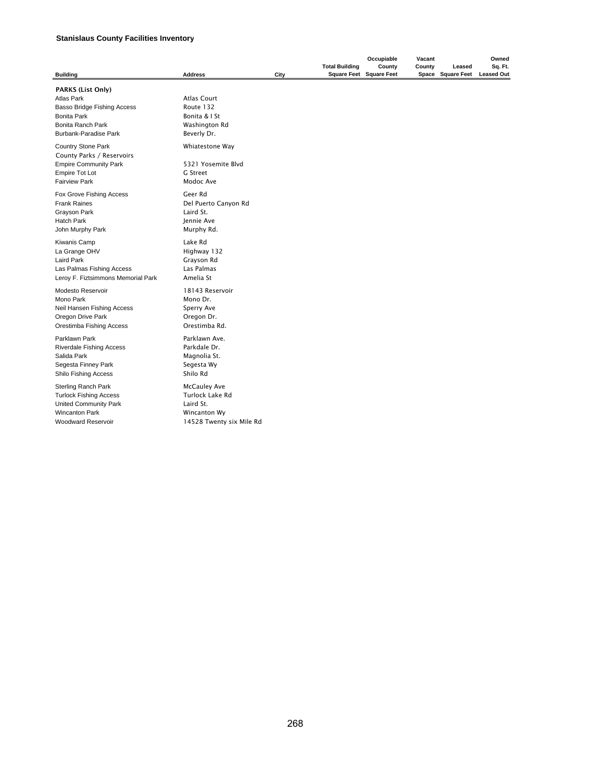**Stanislaus County Facilities Inventory**

| Building | Address | City | Total Building Square Feet | Occupiable County Square Feet | Vacant County Space | Leased Square Feet | Owned Sq. Ft. Leased Out |
|---|---|---|---|---|---|---|---|
| **PARKS (List Only)** | | | | | | | |
| Atlas Park | Atlas Court | | | | | | |
| Basso Bridge Fishing Access | Route 132 | | | | | | |
| Bonita Park | Bonita & I St | | | | | | |
| Bonita Ranch Park | Washington Rd | | | | | | |
| Burbank-Paradise Park | Beverly Dr. | | | | | | |
| Country Stone Park | Whiatestone Way | | | | | | |
| County Parks / Reservoirs | | | | | | | |
| Empire Community Park | 5321 Yosemite Blvd | | | | | | |
| Empire Tot Lot | G Street | | | | | | |
| Fairview Park | Modoc Ave | | | | | | |
| Fox Grove Fishing Access | Geer Rd | | | | | | |
| Frank Raines | Del Puerto Canyon Rd | | | | | | |
| Grayson Park | Laird St. | | | | | | |
| Hatch Park | Jennie Ave | | | | | | |
| John Murphy Park | Murphy Rd. | | | | | | |
| Kiwanis Camp | Lake Rd | | | | | | |
| La Grange OHV | Highway 132 | | | | | | |
| Laird Park | Grayson Rd | | | | | | |
| Las Palmas Fishing Access | Las Palmas | | | | | | |
| Leroy F. Fiztsimmons Memorial Park | Amelia St | | | | | | |
| Modesto Reservoir | 18143 Reservoir | | | | | | |
| Mono Park | Mono Dr. | | | | | | |
| Neil Hansen Fishing Access | Sperry Ave | | | | | | |
| Oregon Drive Park | Oregon Dr. | | | | | | |
| Orestimba Fishing Access | Orestimba Rd. | | | | | | |
| Parklawn Park | Parklawn Ave. | | | | | | |
| Riverdale Fishing Access | Parkdale Dr. | | | | | | |
| Salida Park | Magnolia St. | | | | | | |
| Segesta Finney Park | Segesta Wy | | | | | | |
| Shilo Fishing Access | Shilo Rd | | | | | | |
| Sterling Ranch Park | McCauley Ave | | | | | | |
| Turlock Fishing Access | Turlock Lake Rd | | | | | | |
| United Community Park | Laird St. | | | | | | |
| Wincanton Park | Wincanton Wy | | | | | | |
| Woodward Reservoir | 14528 Twenty six Mile Rd | | | | | | |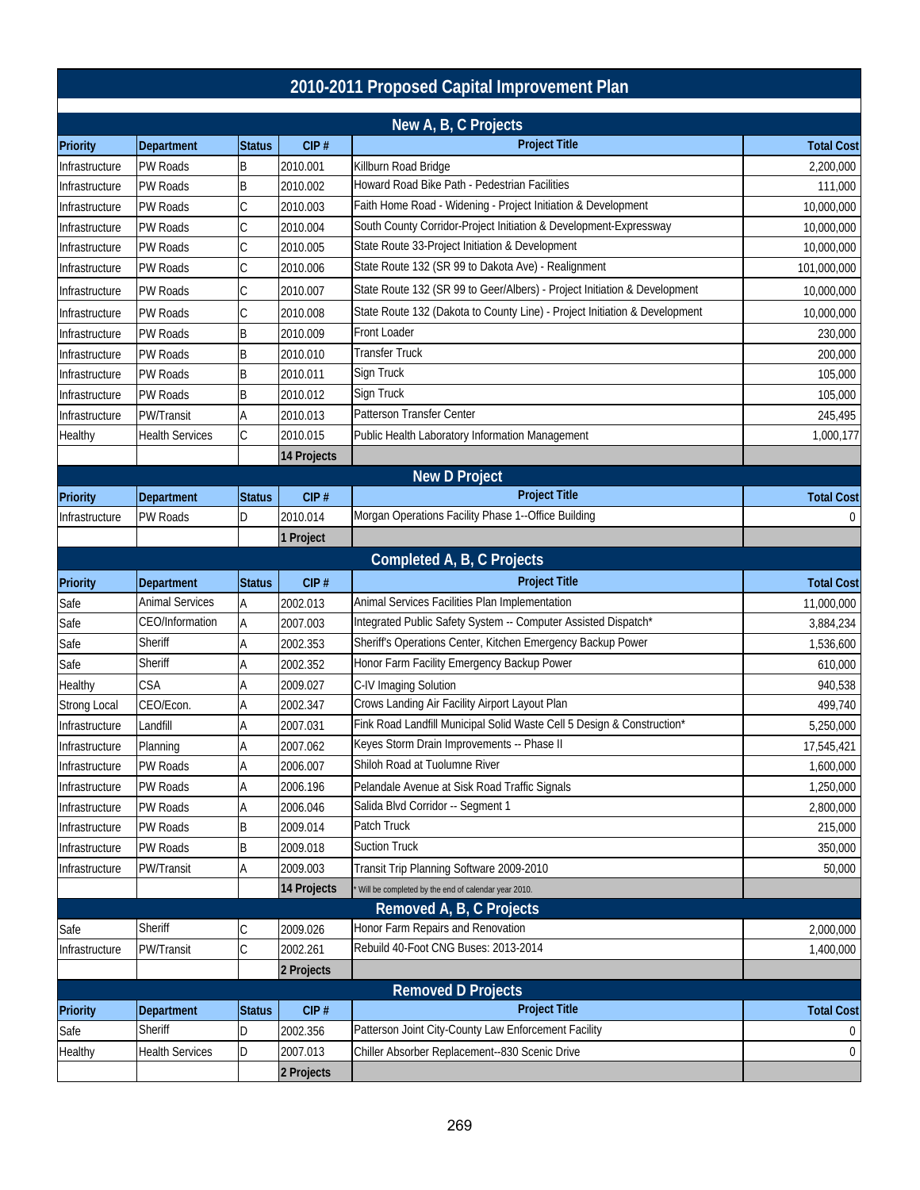# 2010-2011 Proposed Capital Improvement Plan

## New A, B, C Projects

| Priority | Department | Status | CIP # | Project Title | Total Cost |
|---|---|---|---|---|---|
| Infrastructure | PW Roads | B | 2010.001 | Killburn Road Bridge | 2,200,000 |
| Infrastructure | PW Roads | B | 2010.002 | Howard Road Bike Path - Pedestrian Facilities | 111,000 |
| Infrastructure | PW Roads | C | 2010.003 | Faith Home Road - Widening - Project Initiation & Development | 10,000,000 |
| Infrastructure | PW Roads | C | 2010.004 | South County Corridor-Project Initiation & Development-Expressway | 10,000,000 |
| Infrastructure | PW Roads | C | 2010.005 | State Route 33-Project Initiation & Development | 10,000,000 |
| Infrastructure | PW Roads | C | 2010.006 | State Route 132 (SR 99 to Dakota Ave) - Realignment | 101,000,000 |
| Infrastructure | PW Roads | C | 2010.007 | State Route 132 (SR 99 to Geer/Albers) - Project Initiation & Development | 10,000,000 |
| Infrastructure | PW Roads | C | 2010.008 | State Route 132 (Dakota to County Line) - Project Initiation & Development | 10,000,000 |
| Infrastructure | PW Roads | B | 2010.009 | Front Loader | 230,000 |
| Infrastructure | PW Roads | B | 2010.010 | Transfer Truck | 200,000 |
| Infrastructure | PW Roads | B | 2010.011 | Sign Truck | 105,000 |
| Infrastructure | PW Roads | B | 2010.012 | Sign Truck | 105,000 |
| Infrastructure | PW/Transit | A | 2010.013 | Patterson Transfer Center | 245,495 |
| Healthy | Health Services | C | 2010.015 | Public Health Laboratory Information Management | 1,000,177 |
| | | | **14 Projects** | | |

## New D Project

| Priority | Department | Status | CIP # | Project Title | Total Cost |
|---|---|---|---|---|---|
| Infrastructure | PW Roads | D | 2010.014 | Morgan Operations Facility Phase 1--Office Building | 0 |
| | | | **1 Project** | | |

## Completed A, B, C Projects

| Priority | Department | Status | CIP # | Project Title | Total Cost |
|---|---|---|---|---|---|
| Safe | Animal Services | A | 2002.013 | Animal Services Facilities Plan Implementation | 11,000,000 |
| Safe | CEO/Information | A | 2007.003 | Integrated Public Safety System -- Computer Assisted Dispatch* | 3,884,234 |
| Safe | Sheriff | A | 2002.353 | Sheriff's Operations Center, Kitchen Emergency Backup Power | 1,536,600 |
| Safe | Sheriff | A | 2002.352 | Honor Farm Facility Emergency Backup Power | 610,000 |
| Healthy | CSA | A | 2009.027 | C-IV Imaging Solution | 940,538 |
| Strong Local | CEO/Econ. | A | 2002.347 | Crows Landing Air Facility Airport Layout Plan | 499,740 |
| Infrastructure | Landfill | A | 2007.031 | Fink Road Landfill Municipal Solid Waste Cell 5 Design & Construction* | 5,250,000 |
| Infrastructure | Planning | A | 2007.062 | Keyes Storm Drain Improvements -- Phase II | 17,545,421 |
| Infrastructure | PW Roads | A | 2006.007 | Shiloh Road at Tuolumne River | 1,600,000 |
| Infrastructure | PW Roads | A | 2006.196 | Pelandale Avenue at Sisk Road Traffic Signals | 1,250,000 |
| Infrastructure | PW Roads | A | 2006.046 | Salida Blvd Corridor -- Segment 1 | 2,800,000 |
| Infrastructure | PW Roads | B | 2009.014 | Patch Truck | 215,000 |
| Infrastructure | PW Roads | B | 2009.018 | Suction Truck | 350,000 |
| Infrastructure | PW/Transit | A | 2009.003 | Transit Trip Planning Software 2009-2010 | 50,000 |
| | | | **14 Projects** | * Will be completed by the end of calendar year 2010. | |

## Removed A, B, C Projects

| Priority | Department | Status | CIP # | Project Title | Total Cost |
|---|---|---|---|---|---|
| Safe | Sheriff | C | 2009.026 | Honor Farm Repairs and Renovation | 2,000,000 |
| Infrastructure | PW/Transit | C | 2002.261 | Rebuild 40-Foot CNG Buses: 2013-2014 | 1,400,000 |
| | | | **2 Projects** | | |

## Removed D Projects

| Priority | Department | Status | CIP # | Project Title | Total Cost |
|---|---|---|---|---|---|
| Safe | Sheriff | D | 2002.356 | Patterson Joint City-County Law Enforcement Facility | 0 |
| Healthy | Health Services | D | 2007.013 | Chiller Absorber Replacement--830 Scenic Drive | 0 |
| | | | **2 Projects** | | |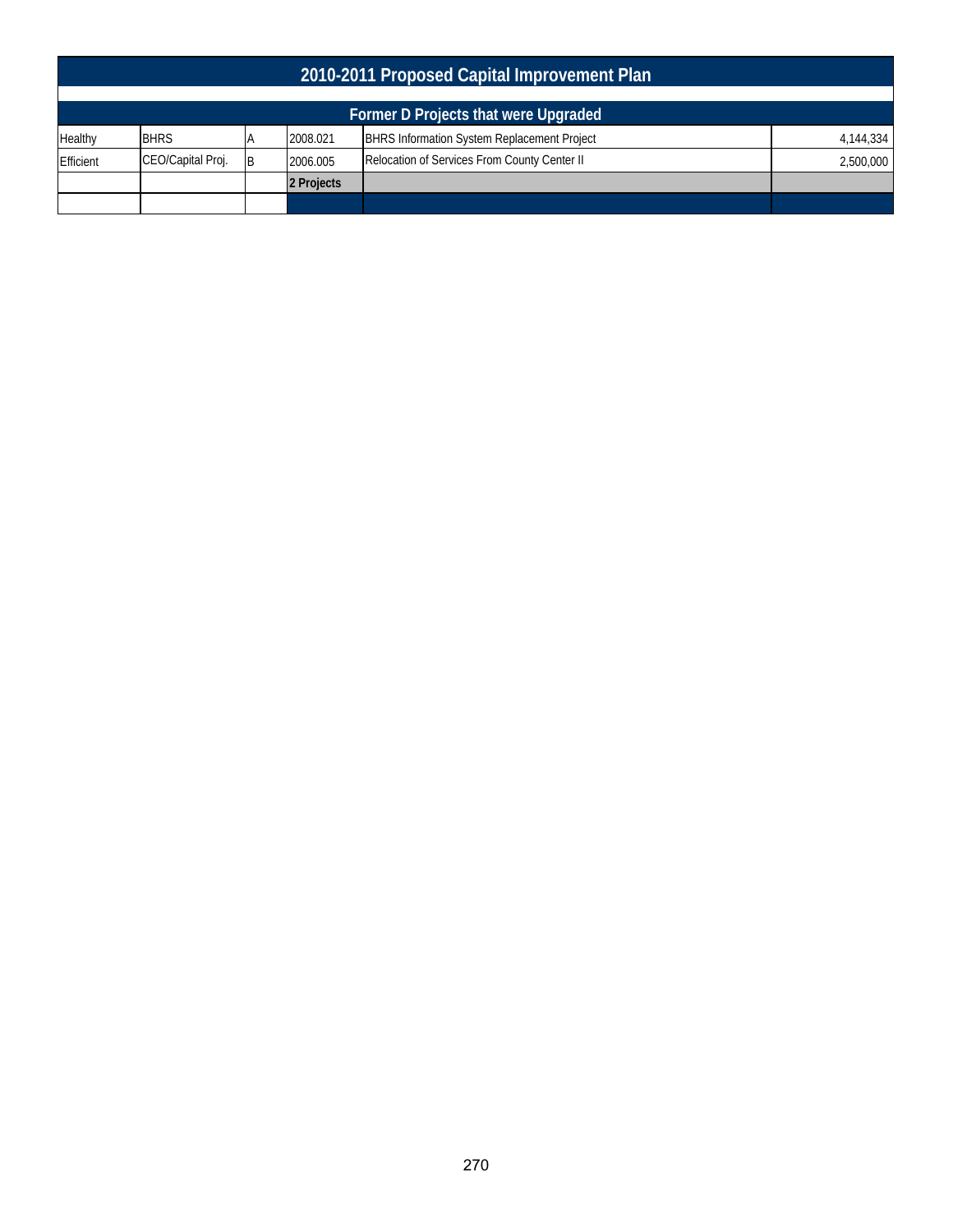## 2010-2011 Proposed Capital Improvement Plan

### Former D Projects that were Upgraded

| | | | | | |
|---|---|---|---|---|---|
| Healthy | BHRS | A | 2008.021 | BHRS Information System Replacement Project | 4,144,334 |
| Efficient | CEO/Capital Proj. | B | 2006.005 | Relocation of Services From County Center II | 2,500,000 |
| | | | **2 Projects** | | |
| | | | | | |